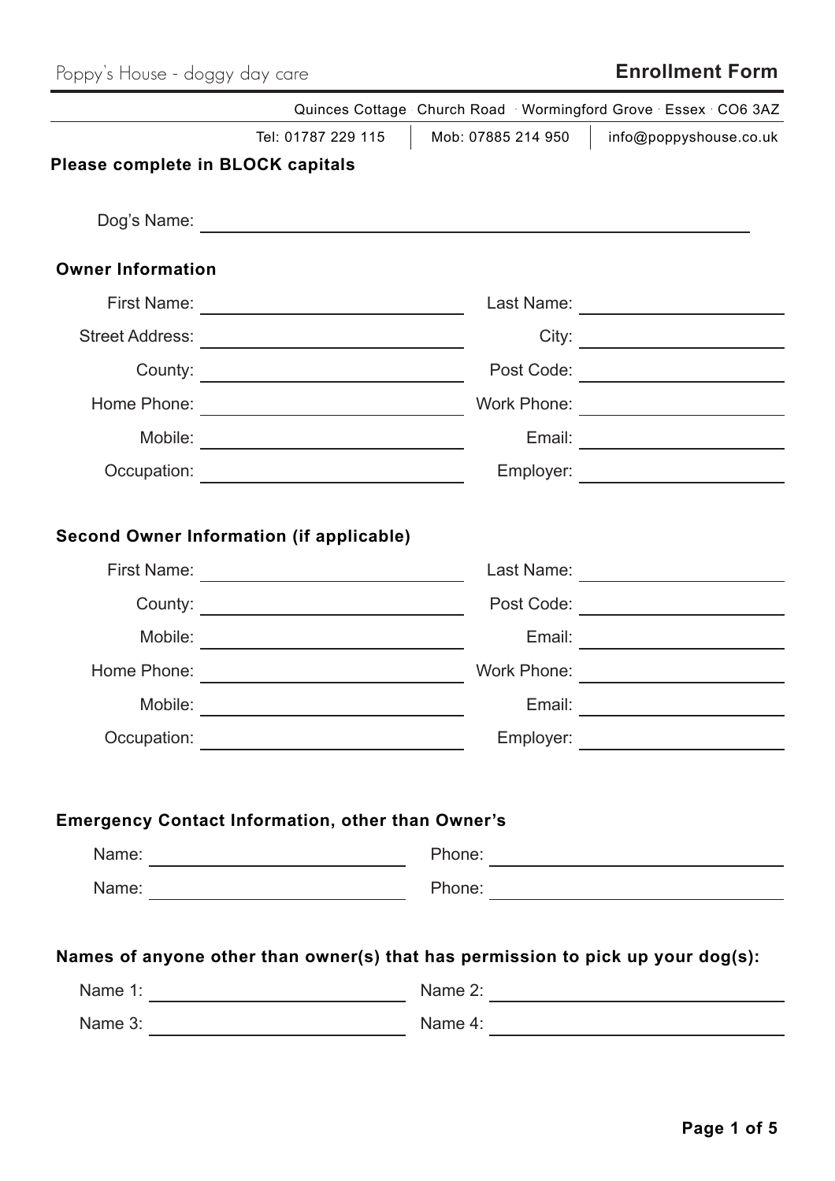Poppy's House - doggy day care

# Enrollment Form

Quinces Cottage · Church Road · Wormingford Grove · Essex · CO6 3AZ

Tel: 01787 229 115 | Mob: 07885 214 950 | info@poppyshouse.co.uk

**Please complete in BLOCK capitals**

Dog's Name: ______________________________

## Owner Information

First Name: ____________________ Last Name: ____________________

Street Address: ____________________ City: ____________________

County: ____________________ Post Code: ____________________

Home Phone: ____________________ Work Phone: ____________________

Mobile: ____________________ Email: ____________________

Occupation: ____________________ Employer: ____________________

## Second Owner Information (if applicable)

First Name: ____________________ Last Name: ____________________

County: ____________________ Post Code: ____________________

Mobile: ____________________ Email: ____________________

Home Phone: ____________________ Work Phone: ____________________

Mobile: ____________________ Email: ____________________

Occupation: ____________________ Employer: ____________________

## Emergency Contact Information, other than Owner's

Name: ____________________ Phone: ____________________

Name: ____________________ Phone: ____________________

## Names of anyone other than owner(s) that has permission to pick up your dog(s):

Name 1: ____________________ Name 2: ____________________

Name 3: ____________________ Name 4: ____________________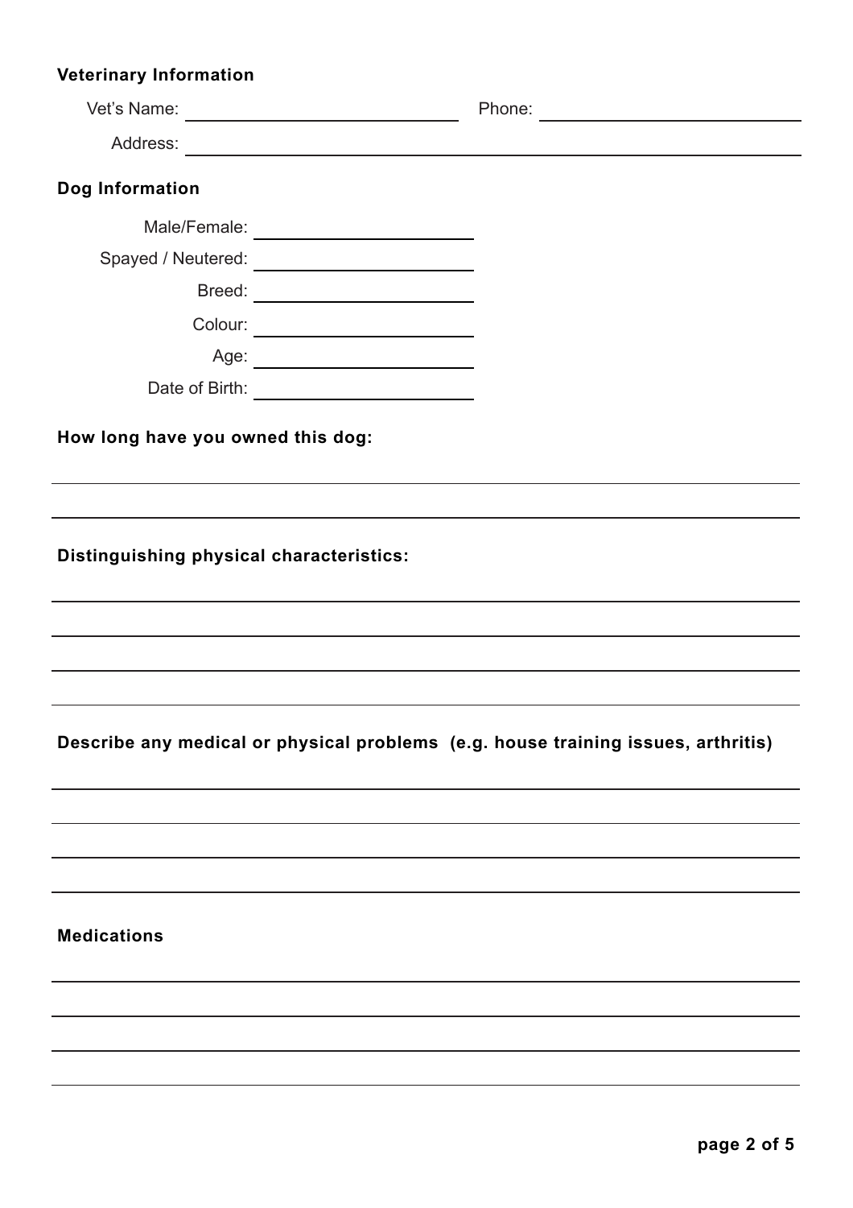**Veterinary Information**

Vet's Name: ______________________________ Phone: ______________________________

Address: ______________________________________________________________________

**Dog Information**

Male/Female: ______________________

Spayed / Neutered: ______________________

Breed: ______________________

Colour: ______________________

Age: ______________________

Date of Birth: ______________________

**How long have you owned this dog:**

______________________________________________________________________

______________________________________________________________________

**Distinguishing physical characteristics:**

______________________________________________________________________

______________________________________________________________________

______________________________________________________________________

______________________________________________________________________

**Describe any medical or physical problems (e.g. house training issues, arthritis)**

______________________________________________________________________

______________________________________________________________________

______________________________________________________________________

______________________________________________________________________

**Medications**

______________________________________________________________________

______________________________________________________________________

______________________________________________________________________

______________________________________________________________________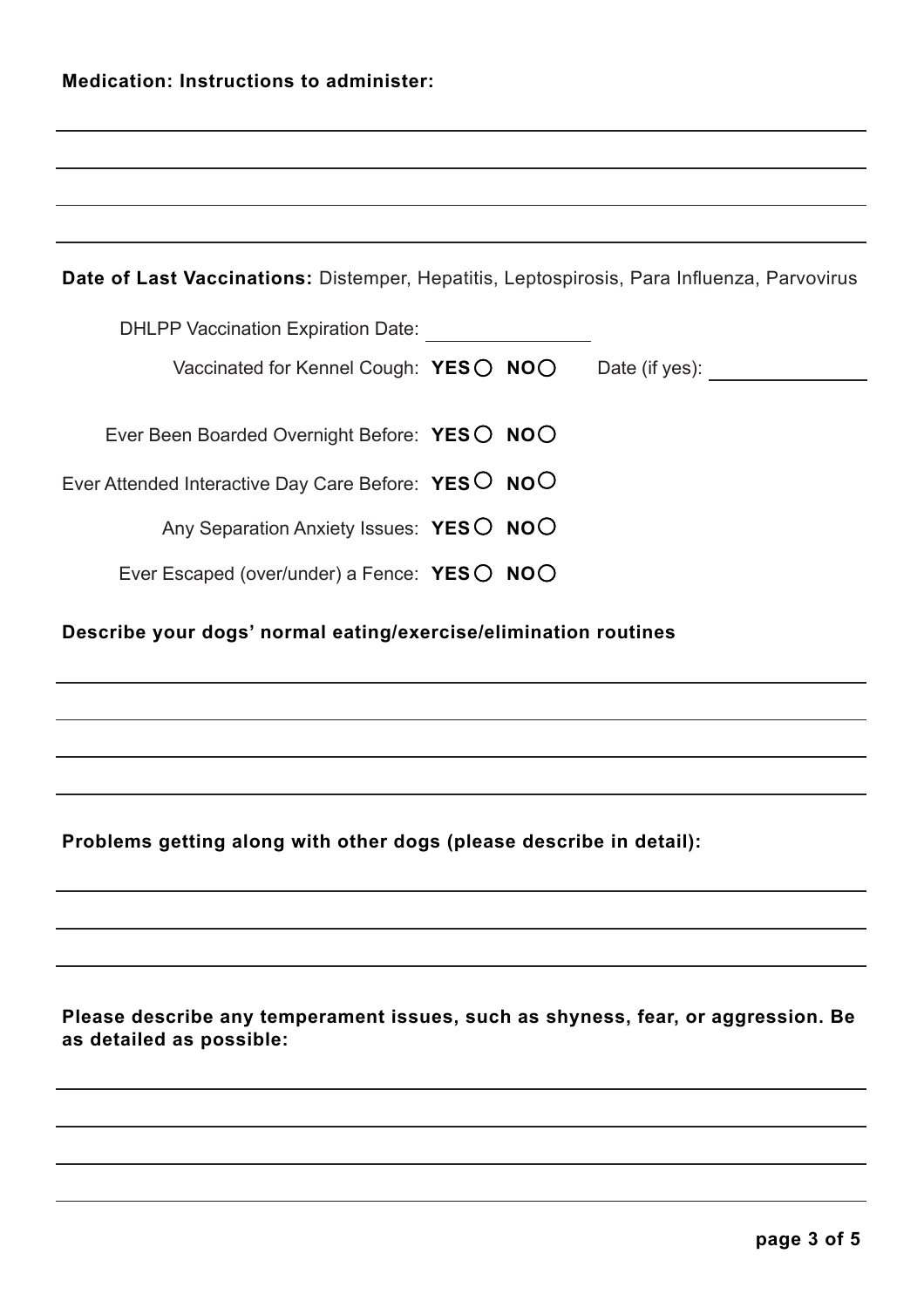**Medication: Instructions to administer:**

**Date of Last Vaccinations:** Distemper, Hepatitis, Leptospirosis, Para Influenza, Parvovirus

DHLPP Vaccination Expiration Date: \_\_\_\_\_\_\_\_\_\_\_\_\_\_\_\_

Vaccinated for Kennel Cough: **YES** ○ **NO** ○ Date (if yes): \_\_\_\_\_\_\_\_\_\_\_\_\_\_\_\_

Ever Been Boarded Overnight Before: **YES** ○ **NO** ○

Ever Attended Interactive Day Care Before: **YES** ○ **NO** ○

Any Separation Anxiety Issues: **YES** ○ **NO** ○

Ever Escaped (over/under) a Fence: **YES** ○ **NO** ○

**Describe your dogs' normal eating/exercise/elimination routines**

**Problems getting along with other dogs (please describe in detail):**

**Please describe any temperament issues, such as shyness, fear, or aggression. Be as detailed as possible:**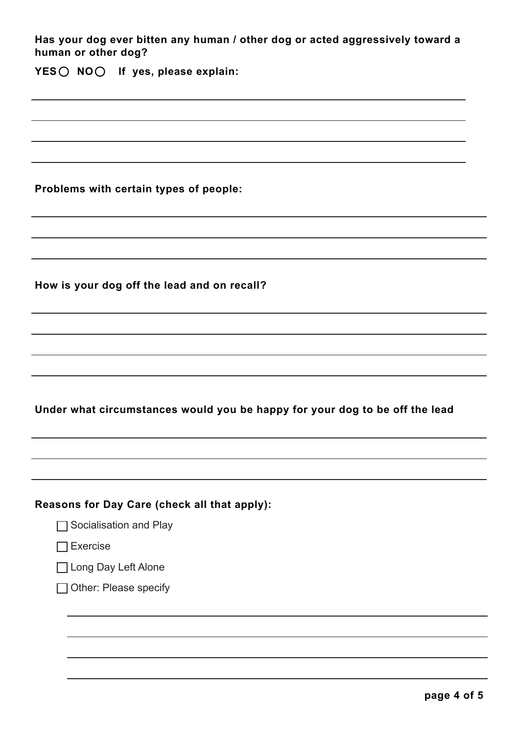**Has your dog ever bitten any human / other dog or acted aggressively toward a human or other dog?**

**YES ○ NO ○ If yes, please explain:**

______________________________________________________________________

______________________________________________________________________

______________________________________________________________________

______________________________________________________________________

**Problems with certain types of people:**

______________________________________________________________________

______________________________________________________________________

______________________________________________________________________

**How is your dog off the lead and on recall?**

______________________________________________________________________

______________________________________________________________________

______________________________________________________________________

______________________________________________________________________

**Under what circumstances would you be happy for your dog to be off the lead**

______________________________________________________________________

______________________________________________________________________

______________________________________________________________________

**Reasons for Day Care (check all that apply):**

- ☐ Socialisation and Play
- ☐ Exercise
- ☐ Long Day Left Alone
- ☐ Other: Please specify

______________________________________________________________________

______________________________________________________________________

______________________________________________________________________

______________________________________________________________________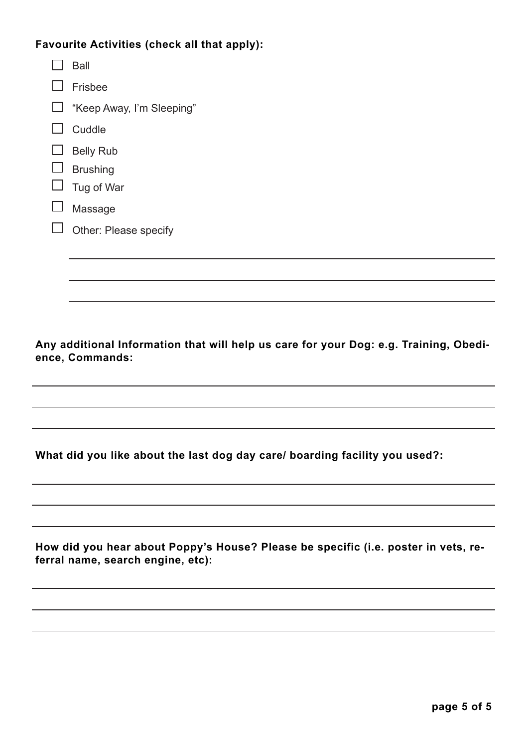**Favourite Activities (check all that apply):**

- [ ] Ball
- [ ] Frisbee
- [ ] "Keep Away, I'm Sleeping"
- [ ] Cuddle
- [ ] Belly Rub
- [ ] Brushing
- [ ] Tug of War
- [ ] Massage
- [ ] Other: Please specify

______________________________________________________________________

______________________________________________________________________

______________________________________________________________________

**Any additional Information that will help us care for your Dog: e.g. Training, Obedience, Commands:**

______________________________________________________________________

______________________________________________________________________

______________________________________________________________________

**What did you like about the last dog day care/ boarding facility you used?:**

______________________________________________________________________

______________________________________________________________________

______________________________________________________________________

**How did you hear about Poppy's House? Please be specific (i.e. poster in vets, referral name, search engine, etc):**

______________________________________________________________________

______________________________________________________________________

______________________________________________________________________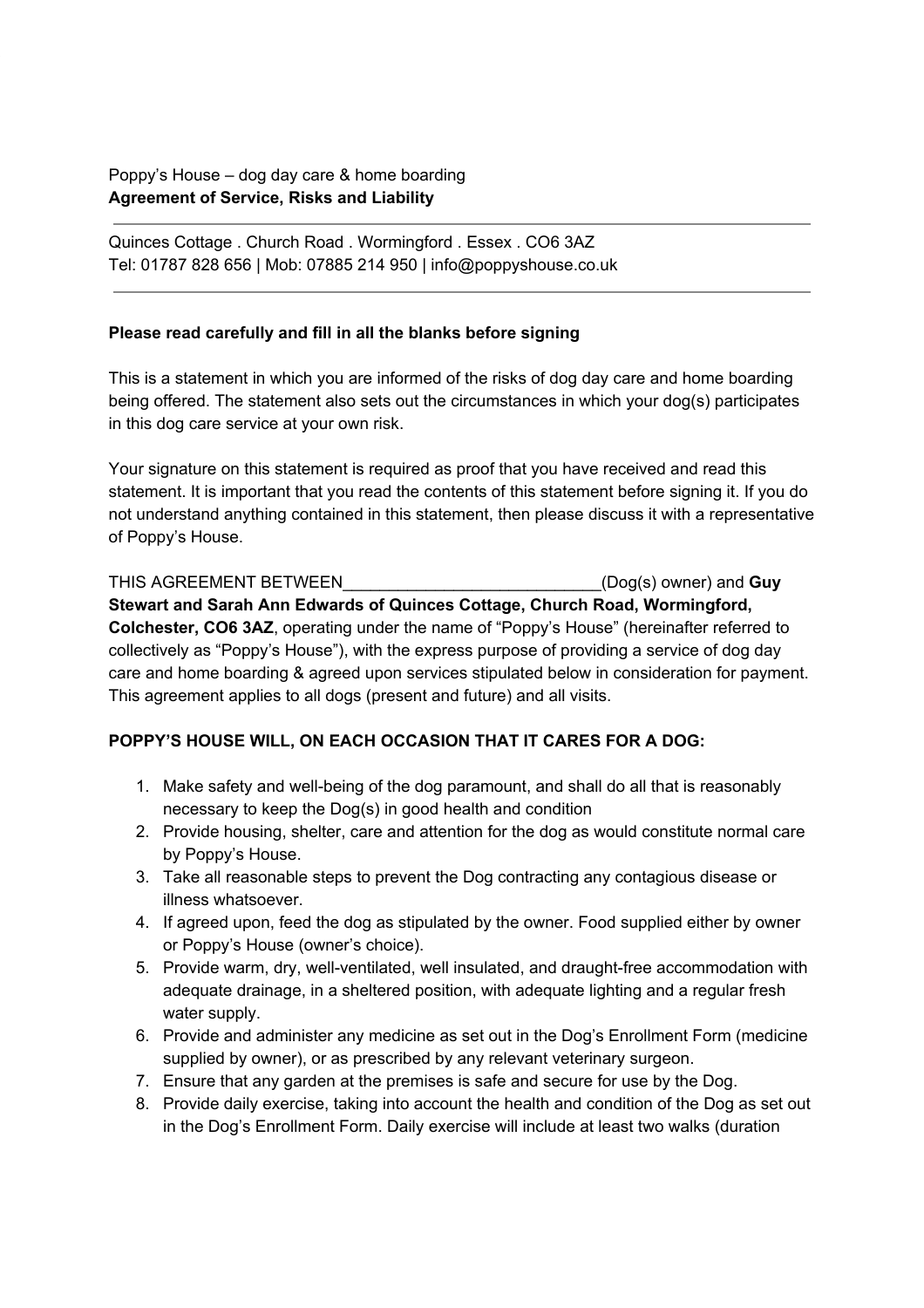Poppy's House – dog day care & home boarding
**Agreement of Service, Risks and Liability**

---

Quinces Cottage . Church Road . Wormingford . Essex . CO6 3AZ
Tel: 01787 828 656 | Mob: 07885 214 950 | info@poppyshouse.co.uk

---

**Please read carefully and fill in all the blanks before signing**

This is a statement in which you are informed of the risks of dog day care and home boarding being offered. The statement also sets out the circumstances in which your dog(s) participates in this dog care service at your own risk.

Your signature on this statement is required as proof that you have received and read this statement. It is important that you read the contents of this statement before signing it. If you do not understand anything contained in this statement, then please discuss it with a representative of Poppy's House.

THIS AGREEMENT BETWEEN____________________________(Dog(s) owner) and **Guy Stewart and Sarah Ann Edwards of Quinces Cottage, Church Road, Wormingford, Colchester, CO6 3AZ**, operating under the name of "Poppy's House" (hereinafter referred to collectively as "Poppy's House"), with the express purpose of providing a service of dog day care and home boarding & agreed upon services stipulated below in consideration for payment. This agreement applies to all dogs (present and future) and all visits.

**POPPY'S HOUSE WILL, ON EACH OCCASION THAT IT CARES FOR A DOG:**

1. Make safety and well-being of the dog paramount, and shall do all that is reasonably necessary to keep the Dog(s) in good health and condition
2. Provide housing, shelter, care and attention for the dog as would constitute normal care by Poppy's House.
3. Take all reasonable steps to prevent the Dog contracting any contagious disease or illness whatsoever.
4. If agreed upon, feed the dog as stipulated by the owner. Food supplied either by owner or Poppy's House (owner's choice).
5. Provide warm, dry, well-ventilated, well insulated, and draught-free accommodation with adequate drainage, in a sheltered position, with adequate lighting and a regular fresh water supply.
6. Provide and administer any medicine as set out in the Dog's Enrollment Form (medicine supplied by owner), or as prescribed by any relevant veterinary surgeon.
7. Ensure that any garden at the premises is safe and secure for use by the Dog.
8. Provide daily exercise, taking into account the health and condition of the Dog as set out in the Dog's Enrollment Form. Daily exercise will include at least two walks (duration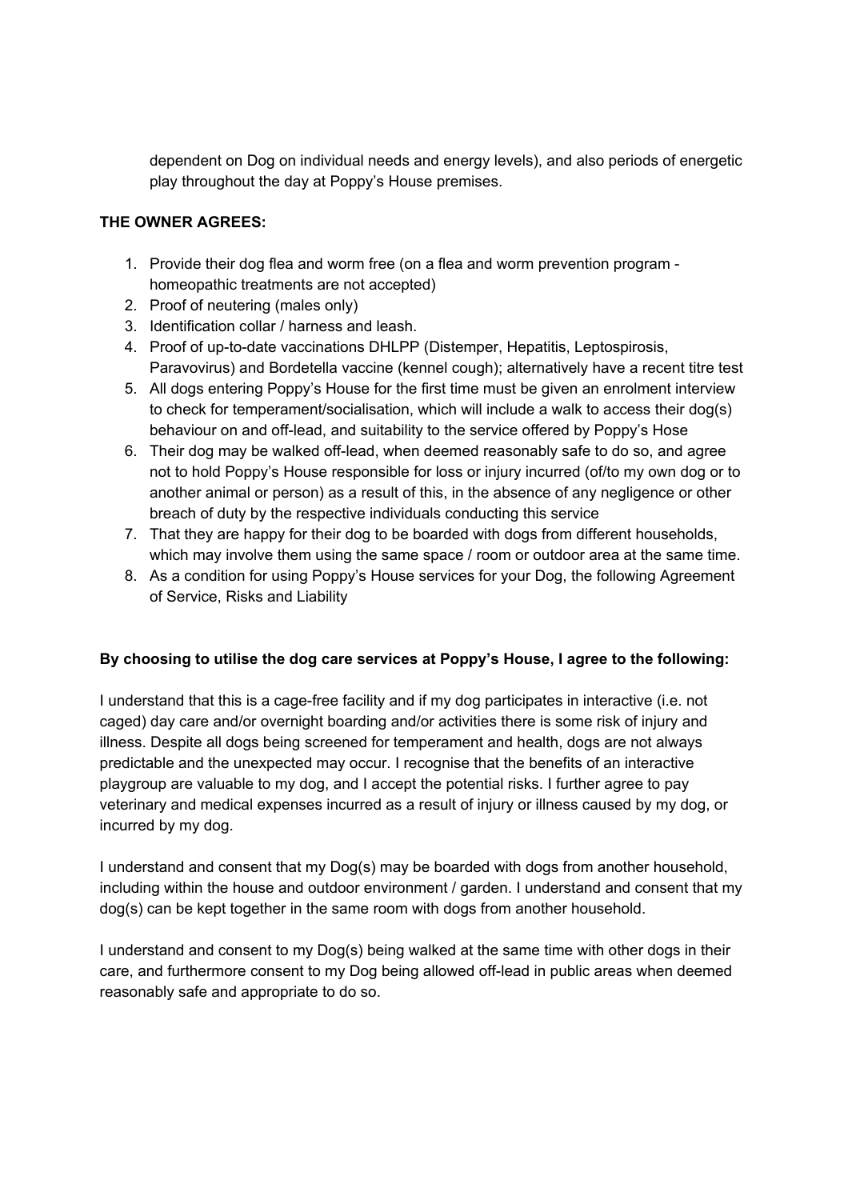dependent on Dog on individual needs and energy levels), and also periods of energetic play throughout the day at Poppy's House premises.

**THE OWNER AGREES:**

1. Provide their dog flea and worm free (on a flea and worm prevention program - homeopathic treatments are not accepted)
2. Proof of neutering (males only)
3. Identification collar / harness and leash.
4. Proof of up-to-date vaccinations DHLPP (Distemper, Hepatitis, Leptospirosis, Paravovirus) and Bordetella vaccine (kennel cough); alternatively have a recent titre test
5. All dogs entering Poppy's House for the first time must be given an enrolment interview to check for temperament/socialisation, which will include a walk to access their dog(s) behaviour on and off-lead, and suitability to the service offered by Poppy's Hose
6. Their dog may be walked off-lead, when deemed reasonably safe to do so, and agree not to hold Poppy's House responsible for loss or injury incurred (of/to my own dog or to another animal or person) as a result of this, in the absence of any negligence or other breach of duty by the respective individuals conducting this service
7. That they are happy for their dog to be boarded with dogs from different households, which may involve them using the same space / room or outdoor area at the same time.
8. As a condition for using Poppy's House services for your Dog, the following Agreement of Service, Risks and Liability

**By choosing to utilise the dog care services at Poppy's House, I agree to the following:**

I understand that this is a cage-free facility and if my dog participates in interactive (i.e. not caged) day care and/or overnight boarding and/or activities there is some risk of injury and illness. Despite all dogs being screened for temperament and health, dogs are not always predictable and the unexpected may occur. I recognise that the benefits of an interactive playgroup are valuable to my dog, and I accept the potential risks. I further agree to pay veterinary and medical expenses incurred as a result of injury or illness caused by my dog, or incurred by my dog.

I understand and consent that my Dog(s) may be boarded with dogs from another household, including within the house and outdoor environment / garden. I understand and consent that my dog(s) can be kept together in the same room with dogs from another household.

I understand and consent to my Dog(s) being walked at the same time with other dogs in their care, and furthermore consent to my Dog being allowed off-lead in public areas when deemed reasonably safe and appropriate to do so.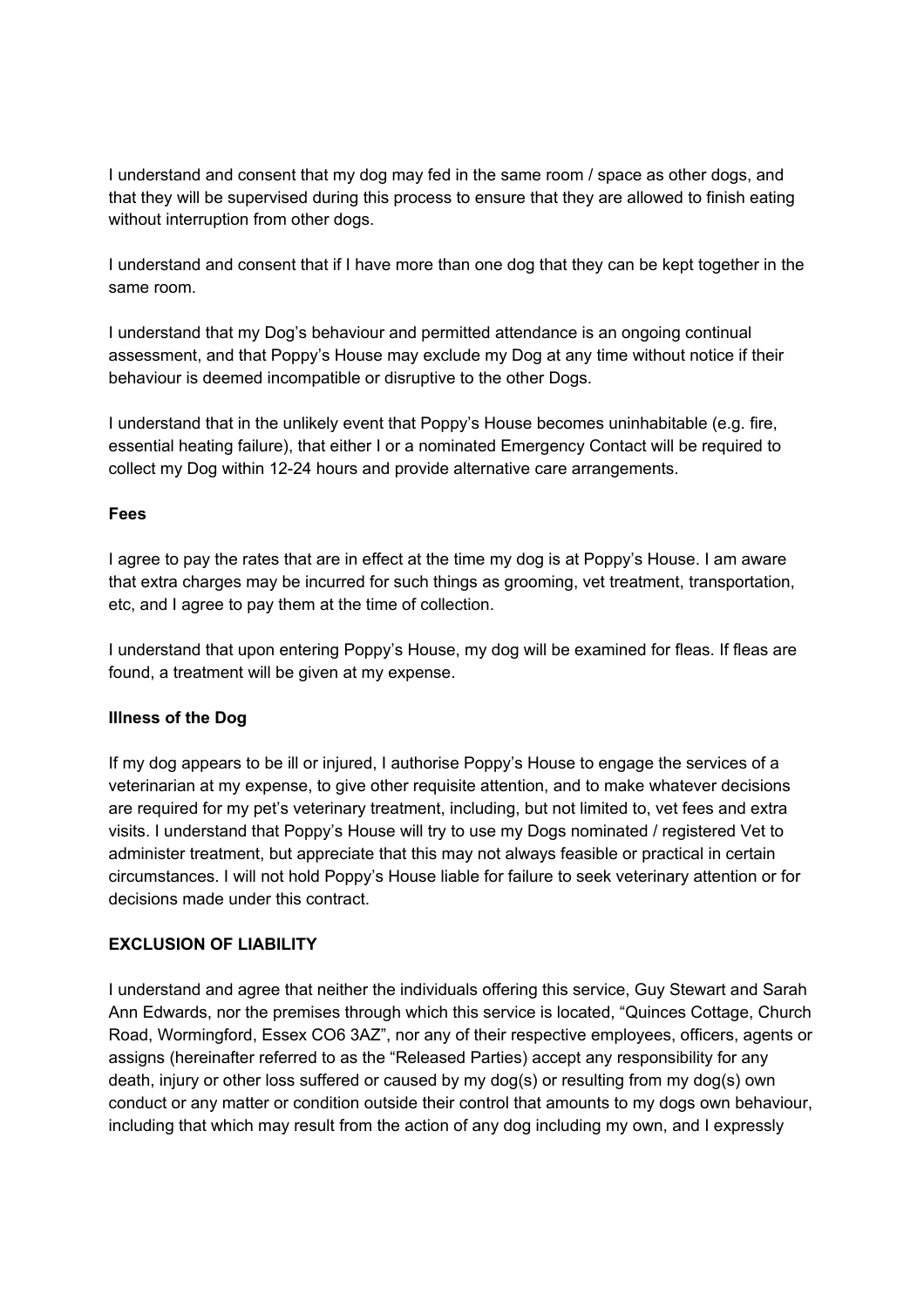I understand and consent that my dog may fed in the same room / space as other dogs, and that they will be supervised during this process to ensure that they are allowed to finish eating without interruption from other dogs.

I understand and consent that if I have more than one dog that they can be kept together in the same room.

I understand that my Dog's behaviour and permitted attendance is an ongoing continual assessment, and that Poppy's House may exclude my Dog at any time without notice if their behaviour is deemed incompatible or disruptive to the other Dogs.

I understand that in the unlikely event that Poppy's House becomes uninhabitable (e.g. fire, essential heating failure), that either I or a nominated Emergency Contact will be required to collect my Dog within 12-24 hours and provide alternative care arrangements.

**Fees**

I agree to pay the rates that are in effect at the time my dog is at Poppy's House. I am aware that extra charges may be incurred for such things as grooming, vet treatment, transportation, etc, and I agree to pay them at the time of collection.

I understand that upon entering Poppy's House, my dog will be examined for fleas. If fleas are found, a treatment will be given at my expense.

**Illness of the Dog**

If my dog appears to be ill or injured, I authorise Poppy's House to engage the services of a veterinarian at my expense, to give other requisite attention, and to make whatever decisions are required for my pet's veterinary treatment, including, but not limited to, vet fees and extra visits. I understand that Poppy's House will try to use my Dogs nominated / registered Vet to administer treatment, but appreciate that this may not always feasible or practical in certain circumstances. I will not hold Poppy's House liable for failure to seek veterinary attention or for decisions made under this contract.

**EXCLUSION OF LIABILITY**

I understand and agree that neither the individuals offering this service, Guy Stewart and Sarah Ann Edwards, nor the premises through which this service is located, "Quinces Cottage, Church Road, Wormingford, Essex CO6 3AZ", nor any of their respective employees, officers, agents or assigns (hereinafter referred to as the "Released Parties) accept any responsibility for any death, injury or other loss suffered or caused by my dog(s) or resulting from my dog(s) own conduct or any matter or condition outside their control that amounts to my dogs own behaviour, including that which may result from the action of any dog including my own, and I expressly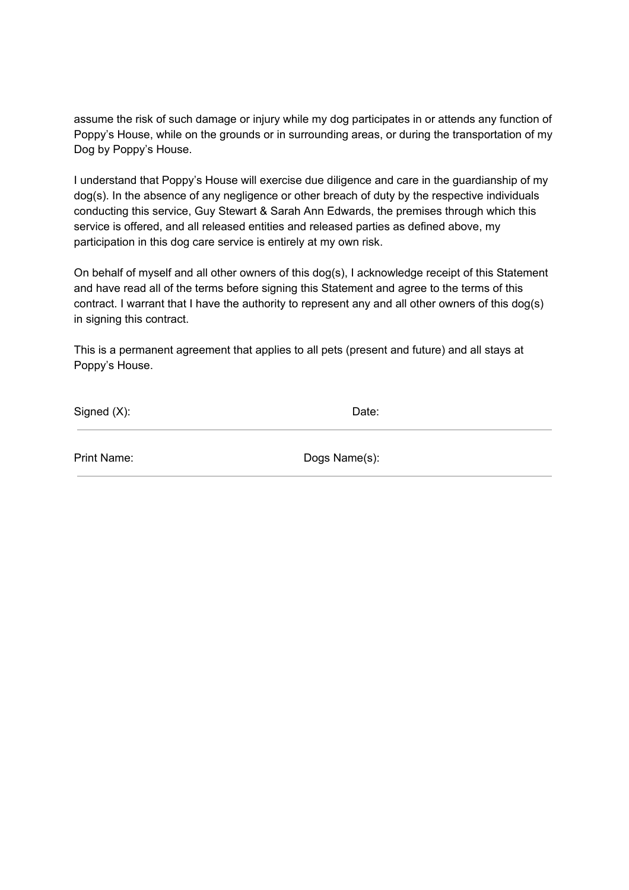assume the risk of such damage or injury while my dog participates in or attends any function of Poppy's House, while on the grounds or in surrounding areas, or during the transportation of my Dog by Poppy's House.

I understand that Poppy's House will exercise due diligence and care in the guardianship of my dog(s). In the absence of any negligence or other breach of duty by the respective individuals conducting this service, Guy Stewart & Sarah Ann Edwards, the premises through which this service is offered, and all released entities and released parties as defined above, my participation in this dog care service is entirely at my own risk.

On behalf of myself and all other owners of this dog(s), I acknowledge receipt of this Statement and have read all of the terms before signing this Statement and agree to the terms of this contract. I warrant that I have the authority to represent any and all other owners of this dog(s) in signing this contract.

This is a permanent agreement that applies to all pets (present and future) and all stays at Poppy's House.

Signed (X): Date:

---

Print Name: Dogs Name(s):

---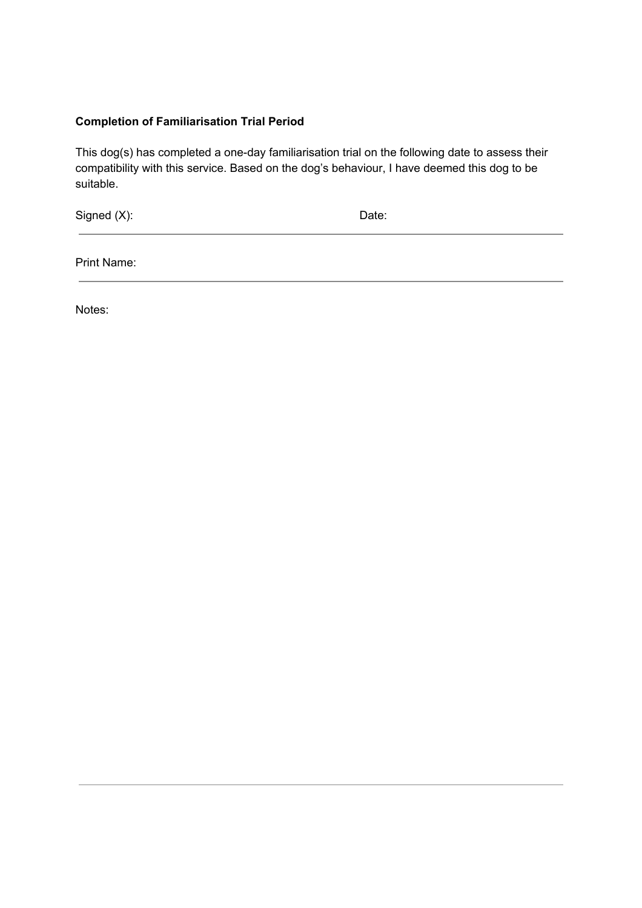**Completion of Familiarisation Trial Period**

This dog(s) has completed a one-day familiarisation trial on the following date to assess their compatibility with this service. Based on the dog's behaviour, I have deemed this dog to be suitable.

Signed (X): Date:

---

Print Name:

---

Notes:

---